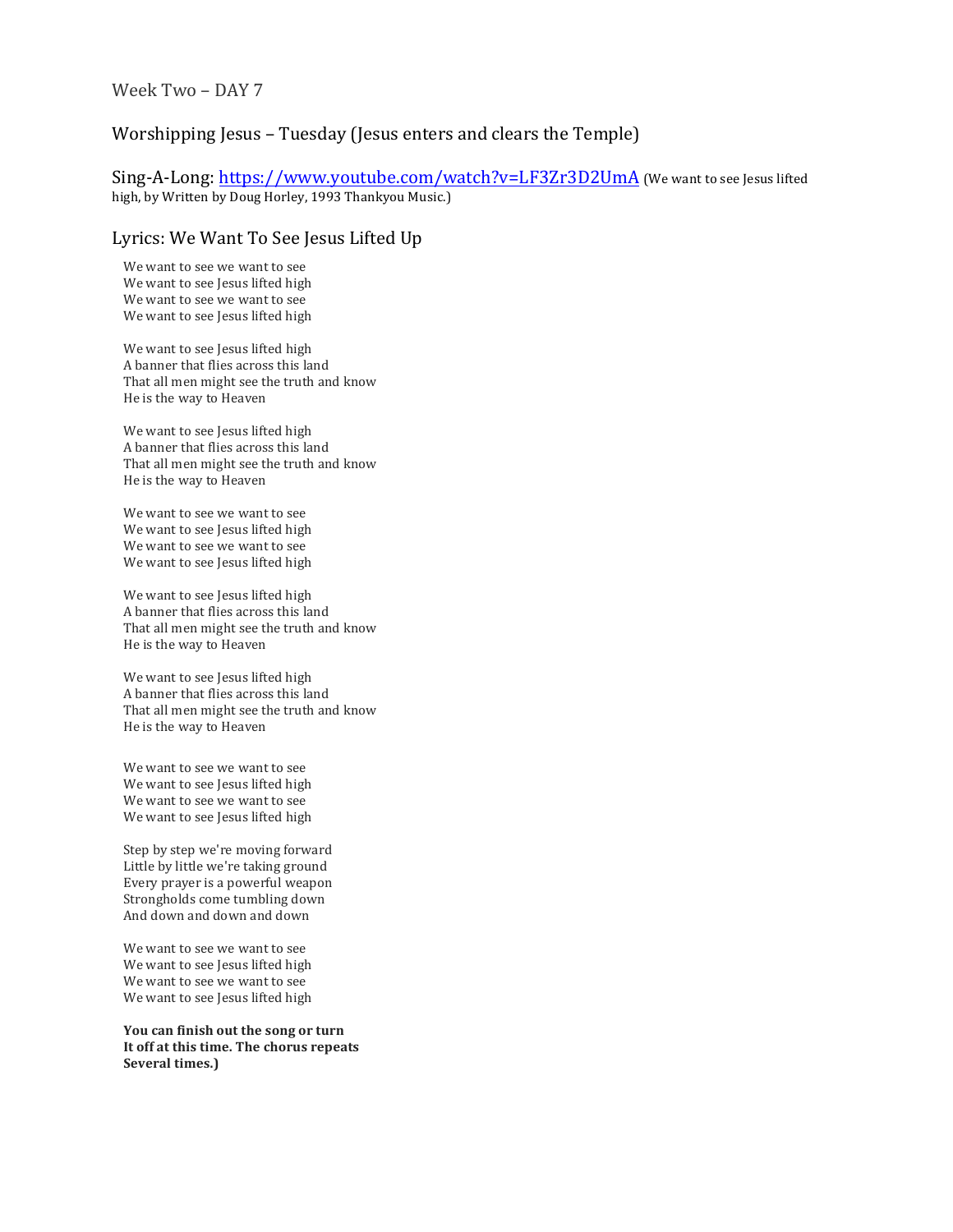Week Two – DAY 7

## Worshipping Jesus – Tuesday (Jesus enters and clears the Temple)

Sing-A-Long: [https://www.youtube.com/watch?v=LF3Zr3D2UmA](https://www.youtube.com/watch?v=LF3Zr3D2UmA) (We want to see Jesus lifted high, by Written by Doug Horley, 1993 Thankyou Music.)

## Lyrics: We Want To See Jesus Lifted Up

We want to see we want to see  
We want to see Jesus lifted high  
We want to see we want to see  
We want to see Jesus lifted high

We want to see Jesus lifted high  
A banner that flies across this land  
That all men might see the truth and know  
He is the way to Heaven

We want to see Jesus lifted high  
A banner that flies across this land  
That all men might see the truth and know  
He is the way to Heaven

We want to see we want to see  
We want to see Jesus lifted high  
We want to see we want to see  
We want to see Jesus lifted high

We want to see Jesus lifted high  
A banner that flies across this land  
That all men might see the truth and know  
He is the way to Heaven

We want to see Jesus lifted high  
A banner that flies across this land  
That all men might see the truth and know  
He is the way to Heaven

We want to see we want to see  
We want to see Jesus lifted high  
We want to see we want to see  
We want to see Jesus lifted high

Step by step we're moving forward  
Little by little we're taking ground  
Every prayer is a powerful weapon  
Strongholds come tumbling down  
And down and down and down

We want to see we want to see  
We want to see Jesus lifted high  
We want to see we want to see  
We want to see Jesus lifted high

**You can finish out the song or turn  
It off at this time. The chorus repeats  
Several times.)**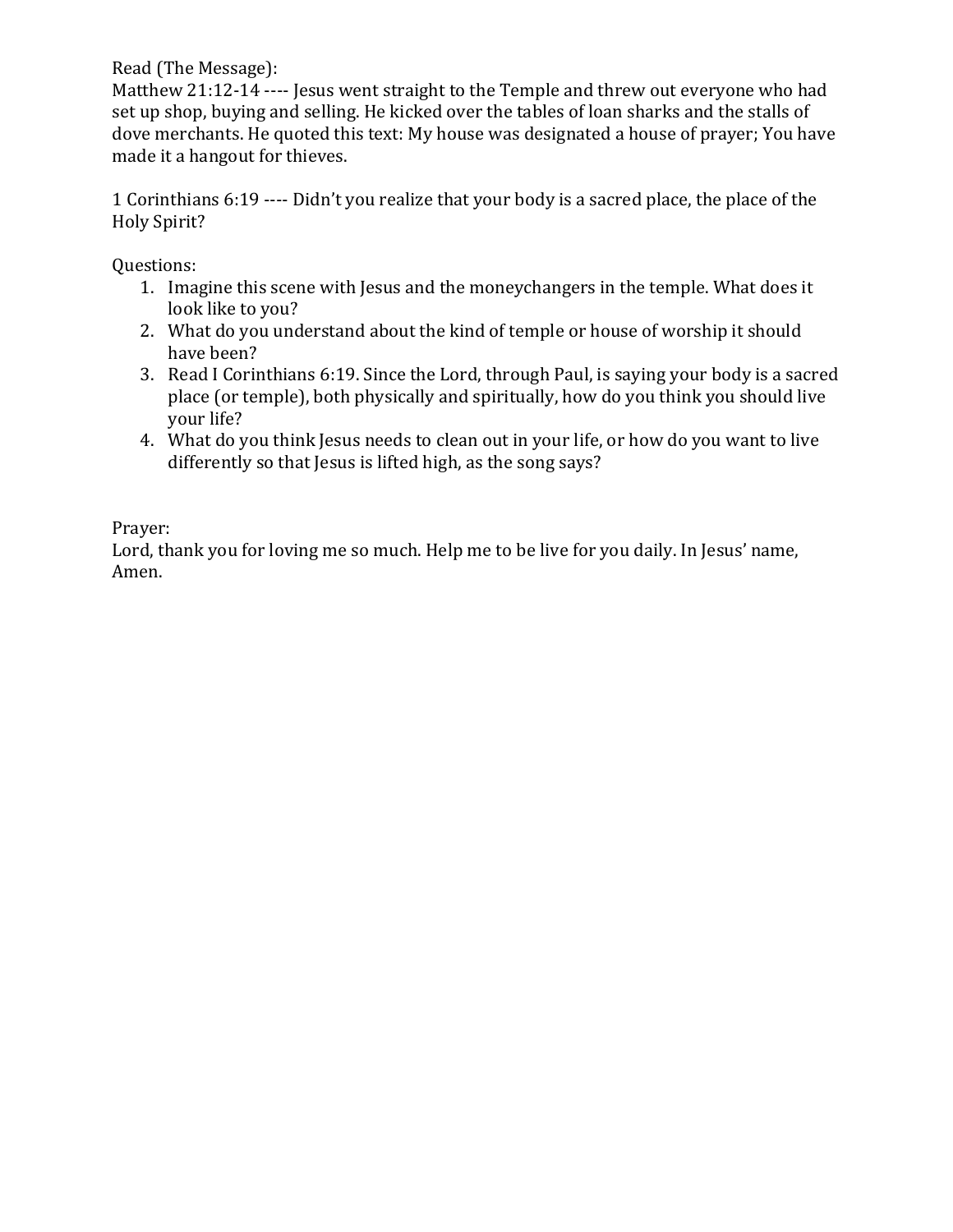Read (The Message):
Matthew 21:12-14 ---- Jesus went straight to the Temple and threw out everyone who had set up shop, buying and selling. He kicked over the tables of loan sharks and the stalls of dove merchants. He quoted this text: My house was designated a house of prayer; You have made it a hangout for thieves.

1 Corinthians 6:19 ---- Didn't you realize that your body is a sacred place, the place of the Holy Spirit?

Questions:

1. Imagine this scene with Jesus and the moneychangers in the temple. What does it look like to you?
2. What do you understand about the kind of temple or house of worship it should have been?
3. Read I Corinthians 6:19. Since the Lord, through Paul, is saying your body is a sacred place (or temple), both physically and spiritually, how do you think you should live your life?
4. What do you think Jesus needs to clean out in your life, or how do you want to live differently so that Jesus is lifted high, as the song says?

Prayer:
Lord, thank you for loving me so much. Help me to be live for you daily. In Jesus' name, Amen.